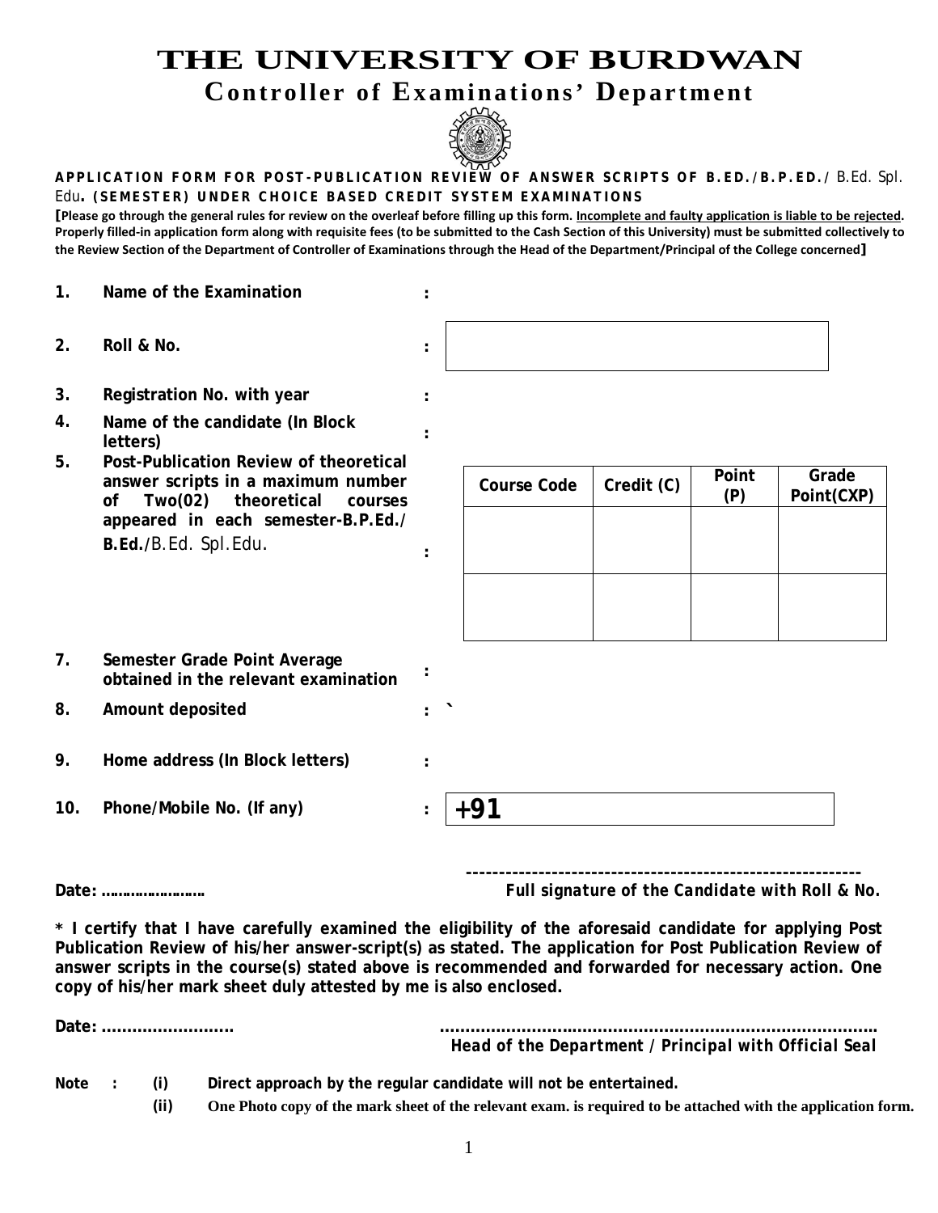# THE UNIVERSITY OF BURDWAN

## Controller of Examinations' Department

**APPLICATION FORM FOR POST-PUBLICATION REVIEW OF ANSWER SCRIPTS OF B.ED./B.P.ED./** B.Ed. Spl. Edu**. (SEMESTER) UNDER CHOICE BASED CREDIT SYSTEM EXAMINATIONS**

**[Please go through the general rules for review on the overleaf before filling up this form. Incomplete and faulty application is liable to be rejected. Properly filled-in application form along with requisite fees (to be submitted to the Cash Section of this University) must be submitted collectively to the Review Section of the Department of Controller of Examinations through the Head of the Department/Principal of the College concerned]**

1. **Name of the Examination** :

2. **Roll & No.** :

3. **Registration No. with year** :

4. **Name of the candidate (In Block letters)** :

5. **Post-Publication Review of theoretical answer scripts in a maximum number of Two(02) theoretical courses appeared in each semester-B.P.Ed./ B.Ed./**B.Ed. Spl.Edu. :

| Course Code | Credit (C) | Point (P) | Grade Point(CXP) |
|---|---|---|---|
| | | | |
| | | | |

7. **Semester Grade Point Average obtained in the relevant examination** :

8. **Amount deposited** : `

9. **Home address (In Block letters)** :

10. **Phone/Mobile No. (If any)** : **+91**

**Date: ……………………**

------------------------------------------------------------
***Full signature of the Candidate with Roll & No.***

**\* I certify that I have carefully examined the eligibility of the aforesaid candidate for applying Post Publication Review of his/her answer-script(s) as stated. The application for Post Publication Review of answer scripts in the course(s) stated above is recommended and forwarded for necessary action. One copy of his/her mark sheet duly attested by me is also enclosed.**

**Date: ……………………..**

…………………………………………………………………………
***Head of the Department / Principal with Official Seal***

**Note :**
- **(i) Direct approach by the regular candidate will not be entertained.**
- **(ii) One Photo copy of the mark sheet of the relevant exam. is required to be attached with the application form.**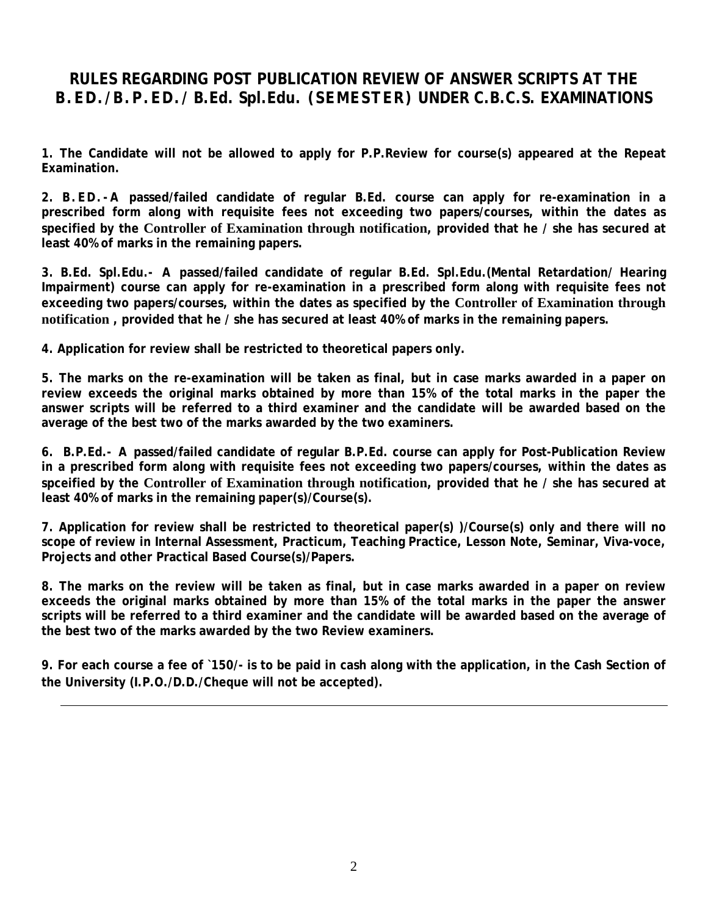## RULES REGARDING POST PUBLICATION REVIEW OF ANSWER SCRIPTS AT THE B.ED./B.P.ED./ B.Ed. Spl.Edu. (SEMESTER) UNDER C.B.C.S. EXAMINATIONS

**1. The Candidate will not be allowed to apply for P.P.Review for course(s) appeared at the Repeat Examination.**

**2. B.ED.-A passed/failed candidate of regular B.Ed. course can apply for re-examination in a prescribed form along with requisite fees not exceeding two papers/courses, within the dates as specified by the Controller of Examination through notification, provided that he / she has secured at least 40% of marks in the remaining papers.**

**3. B.Ed. Spl.Edu.- A passed/failed candidate of regular B.Ed. Spl.Edu.(Mental Retardation/ Hearing Impairment) course can apply for re-examination in a prescribed form along with requisite fees not exceeding two papers/courses, within the dates as specified by the Controller of Examination through notification , provided that he / she has secured at least 40% of marks in the remaining papers.**

**4. Application for review shall be restricted to theoretical papers only.**

**5. The marks on the re-examination will be taken as final, but in case marks awarded in a paper on review exceeds the original marks obtained by more than 15% of the total marks in the paper the answer scripts will be referred to a third examiner and the candidate will be awarded based on the average of the best two of the marks awarded by the two examiners.**

**6. B.P.Ed.- A passed/failed candidate of regular B.P.Ed. course can apply for Post-Publication Review in a prescribed form along with requisite fees not exceeding two papers/courses, within the dates as spceified by the Controller of Examination through notification, provided that he / she has secured at least 40% of marks in the remaining paper(s)/Course(s).**

**7. Application for review shall be restricted to theoretical paper(s) )/Course(s) only and there will no scope of review in Internal Assessment, Practicum, Teaching Practice, Lesson Note, Seminar, Viva-voce, Projects and other Practical Based Course(s)/Papers.**

**8. The marks on the review will be taken as final, but in case marks awarded in a paper on review exceeds the original marks obtained by more than 15% of the total marks in the paper the answer scripts will be referred to a third examiner and the candidate will be awarded based on the average of the best two of the marks awarded by the two Review examiners.**

**9. For each course a fee of `150/- is to be paid in cash along with the application, in the Cash Section of the University (I.P.O./D.D./Cheque will not be accepted).**

---